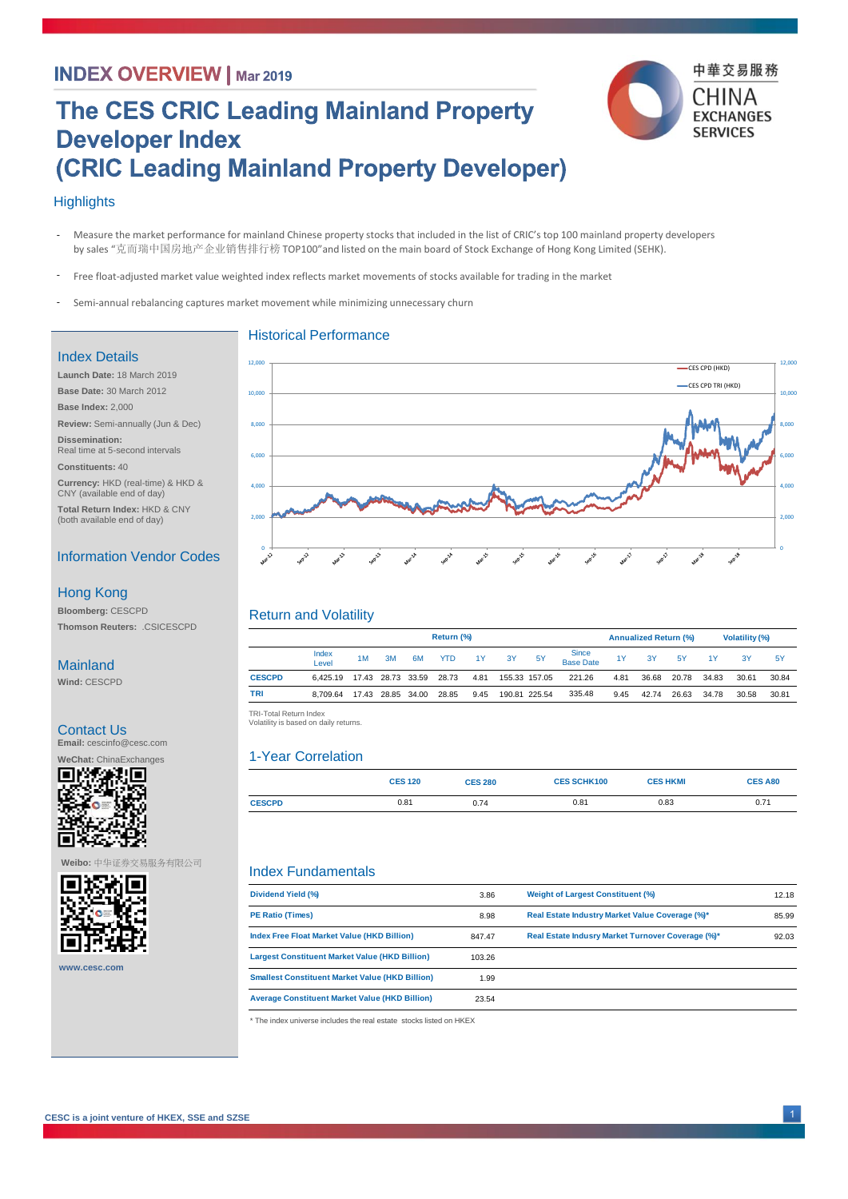# INDEX OVERVIEW | Mar 2019

# The CES CRIC Leading Mainland Property Developer Index (CRIC Leading Mainland Property Developer)

## Highlights

- Measure the market performance for mainland Chinese property stocks that included in the list of CRIC's top 100 mainland property developers by sales "克而瑞中国房地产企业销售排行榜 TOP100" and listed on the main board of Stock Exchange of Hong Kong Limited (SEHK).
- Free float-adjusted market value weighted index reflects market movements of stocks available for trading in the market
- Semi-annual rebalancing captures market movement while minimizing unnecessary churn

## Index Details

**Launch Date:** 18 March 2019

**Base Date:** 30 March 2012

**Base Index:** 2,000

**Review:** Semi-annually (Jun & Dec)

**Dissemination:**
Real time at 5-second intervals

**Constituents:** 40

**Currency:** HKD (real-time) & HKD & CNY (available end of day)

**Total Return Index:** HKD & CNY (both available end of day)

## Information Vendor Codes

### Hong Kong

**Bloomberg:** CESCPD

**Thomson Reuters:** .CSICESCPD

### Mainland

**Wind:** CESCPD

## Contact Us

**Email:** cescinfo@cesc.com

**WeChat:** ChinaExchanges

**Weibo:** 中华证券交易服务有限公司

www.cesc.com

## Historical Performance

CES CPD (HKD), CES CPD TRI (HKD)

## Return and Volatility

| | Index Level | Return (%) 1M | 3M | 6M | YTD | 1Y | 3Y | 5Y | Since Base Date | Annualized Return (%) 1Y | 3Y | 5Y | Volatility (%) 1Y | 3Y | 5Y |
|---|---|---|---|---|---|---|---|---|---|---|---|---|---|---|---|
| CESCPD | 6,425.19 | 17.43 | 28.73 | 33.59 | 28.73 | 4.81 | 155.33 | 157.05 | 221.26 | 4.81 | 36.68 | 20.78 | 34.83 | 30.61 | 30.84 |
| TRI | 8,709.64 | 17.43 | 28.85 | 34.00 | 28.85 | 9.45 | 190.81 | 225.54 | 335.48 | 9.45 | 42.74 | 26.63 | 34.78 | 30.58 | 30.81 |

TRI-Total Return Index
Volatility is based on daily returns.

## 1-Year Correlation

| | CES 120 | CES 280 | CES SCHK100 | CES HKMI | CES A80 |
|---|---|---|---|---|---|
| CESCPD | 0.81 | 0.74 | 0.81 | 0.83 | 0.71 |

## Index Fundamentals

| | | | |
|---|---|---|---|
| Dividend Yield (%) | 3.86 | Weight of Largest Constituent (%) | 12.18 |
| PE Ratio (Times) | 8.98 | Real Estate Industry Market Value Coverage (%)* | 85.99 |
| Index Free Float Market Value (HKD Billion) | 847.47 | Real Estate Indusry Market Turnover Coverage (%)* | 92.03 |
| Largest Constituent Market Value (HKD Billion) | 103.26 | | |
| Smallest Constituent Market Value (HKD Billion) | 1.99 | | |
| Average Constituent Market Value (HKD Billion) | 23.54 | | |

\* The index universe includes the real estate stocks listed on HKEX

CESC is a joint venture of HKEX, SSE and SZSE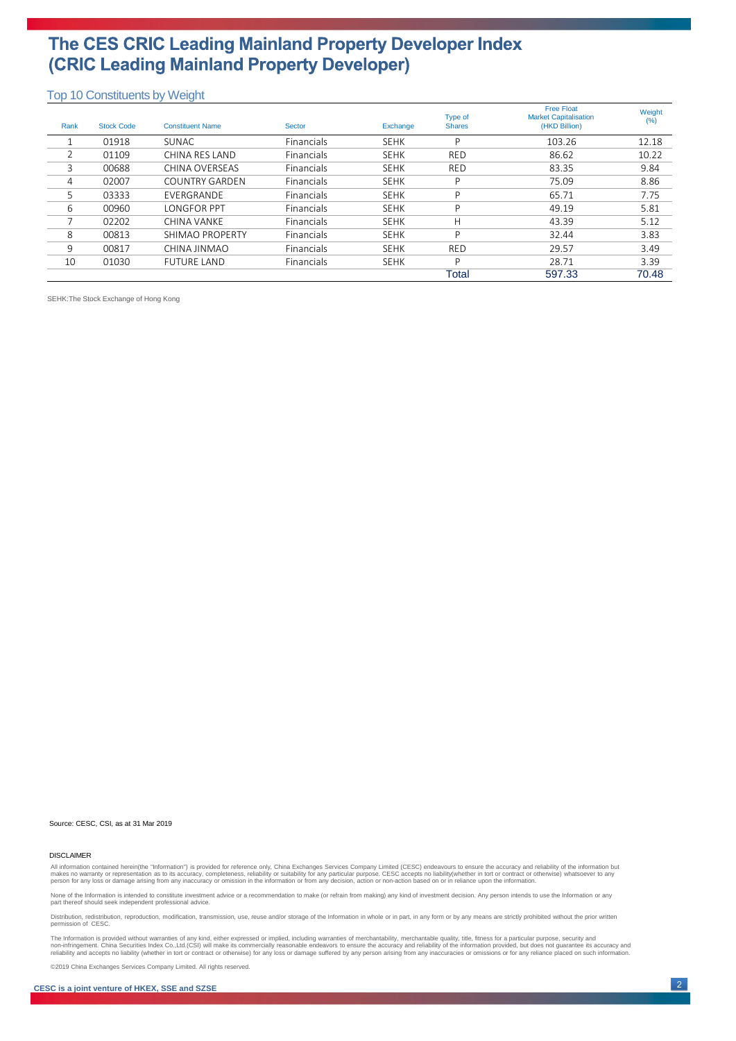# The CES CRIC Leading Mainland Property Developer Index (CRIC Leading Mainland Property Developer)

## Top 10 Constituents by Weight

| Rank | Stock Code | Constituent Name | Sector | Exchange | Type of Shares | Free Float Market Capitalisation (HKD Billion) | Weight (%) |
|---|---|---|---|---|---|---|---|
| 1 | 01918 | SUNAC | Financials | SEHK | P | 103.26 | 12.18 |
| 2 | 01109 | CHINA RES LAND | Financials | SEHK | RED | 86.62 | 10.22 |
| 3 | 00688 | CHINA OVERSEAS | Financials | SEHK | RED | 83.35 | 9.84 |
| 4 | 02007 | COUNTRY GARDEN | Financials | SEHK | P | 75.09 | 8.86 |
| 5 | 03333 | EVERGRANDE | Financials | SEHK | P | 65.71 | 7.75 |
| 6 | 00960 | LONGFOR PPT | Financials | SEHK | P | 49.19 | 5.81 |
| 7 | 02202 | CHINA VANKE | Financials | SEHK | H | 43.39 | 5.12 |
| 8 | 00813 | SHIMAO PROPERTY | Financials | SEHK | P | 32.44 | 3.83 |
| 9 | 00817 | CHINA JINMAO | Financials | SEHK | RED | 29.57 | 3.49 |
| 10 | 01030 | FUTURE LAND | Financials | SEHK | P | 28.71 | 3.39 |
| | | | | | Total | 597.33 | 70.48 |

SEHK:The Stock Exchange of Hong Kong

Source: CESC, CSI, as at 31 Mar 2019

DISCLAIMER

All information contained herein(the "Information") is provided for reference only, China Exchanges Services Company Limited (CESC) endeavours to ensure the accuracy and reliability of the information but makes no warranty or representation as to its accuracy, completeness, reliability or suitability for any particular purpose. CESC accepts no liability(whether in tort or contract or otherwise) whatsoever to any person for any loss or damage arising from any inaccuracy or omission in the information or from any decision, action or non-action based on or in reliance upon the information.

None of the Information is intended to constitute investment advice or a recommendation to make (or refrain from making) any kind of investment decision. Any person intends to use the Information or any part thereof should seek independent professional advice.

Distribution, redistribution, reproduction, modification, transmission, use, reuse and/or storage of the Information in whole or in part, in any form or by any means are strictly prohibited without the prior written permission of CESC.

The Information is provided without warranties of any kind, either expressed or implied, including warranties of merchantability, merchantable quality, title, fitness for a particular purpose, security and non-infringement. China Securities Index Co.,Ltd.(CSI) will make its commercially reasonable endeavors to ensure the accuracy and reliability of the information provided, but does not guarantee its accuracy and reliability and accepts no liability (whether in tort or contract or otherwise) for any loss or damage suffered by any person arising from any inaccuracies or omissions or for any reliance placed on such information.

©2019 China Exchanges Services Company Limited. All rights reserved.

**CESC is a joint venture of HKEX, SSE and SZSE**